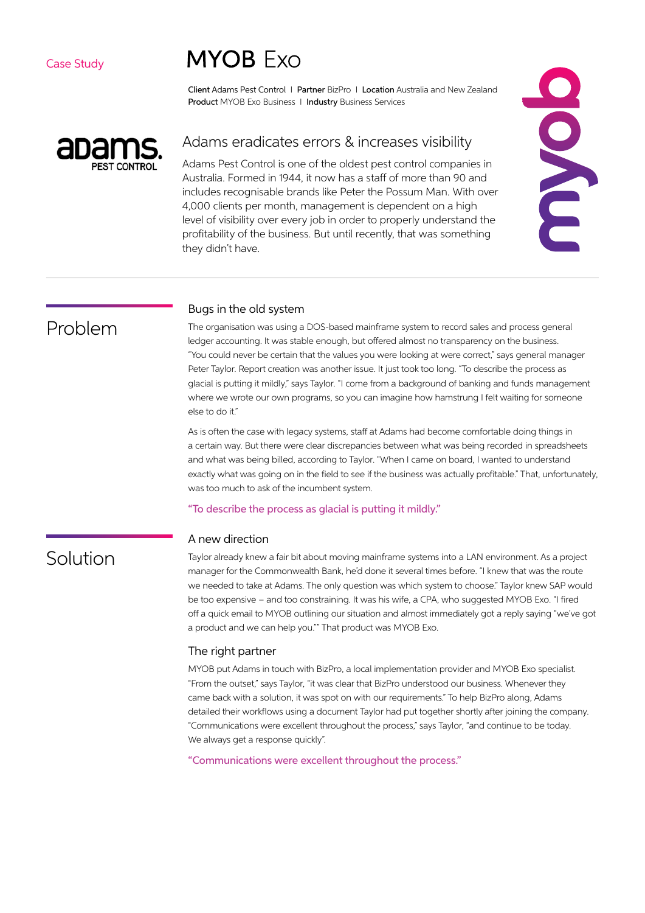Case Study

# MYOB Exo

**Client** Adams Pest Control | **Partner** BizPro | **Location** Australia and New Zealand
**Product** MYOB Exo Business | **Industry** Business Services

adams. PEST CONTROL

## Adams eradicates errors & increases visibility

Adams Pest Control is one of the oldest pest control companies in Australia. Formed in 1944, it now has a staff of more than 90 and includes recognisable brands like Peter the Possum Man. With over 4,000 clients per month, management is dependent on a high level of visibility over every job in order to properly understand the profitability of the business. But until recently, that was something they didn't have.

myob

## Problem

### Bugs in the old system

The organisation was using a DOS-based mainframe system to record sales and process general ledger accounting. It was stable enough, but offered almost no transparency on the business. "You could never be certain that the values you were looking at were correct," says general manager Peter Taylor. Report creation was another issue. It just took too long. "To describe the process as glacial is putting it mildly," says Taylor. "I come from a background of banking and funds management where we wrote our own programs, so you can imagine how hamstrung I felt waiting for someone else to do it."

As is often the case with legacy systems, staff at Adams had become comfortable doing things in a certain way. But there were clear discrepancies between what was being recorded in spreadsheets and what was being billed, according to Taylor. "When I came on board, I wanted to understand exactly what was going on in the field to see if the business was actually profitable." That, unfortunately, was too much to ask of the incumbent system.

"To describe the process as glacial is putting it mildly."

## Solution

### A new direction

Taylor already knew a fair bit about moving mainframe systems into a LAN environment. As a project manager for the Commonwealth Bank, he'd done it several times before. "I knew that was the route we needed to take at Adams. The only question was which system to choose." Taylor knew SAP would be too expensive – and too constraining. It was his wife, a CPA, who suggested MYOB Exo. "I fired off a quick email to MYOB outlining our situation and almost immediately got a reply saying "we've got a product and we can help you."" That product was MYOB Exo.

### The right partner

MYOB put Adams in touch with BizPro, a local implementation provider and MYOB Exo specialist. "From the outset," says Taylor, "it was clear that BizPro understood our business. Whenever they came back with a solution, it was spot on with our requirements." To help BizPro along, Adams detailed their workflows using a document Taylor had put together shortly after joining the company. "Communications were excellent throughout the process," says Taylor, "and continue to be today. We always get a response quickly".

"Communications were excellent throughout the process."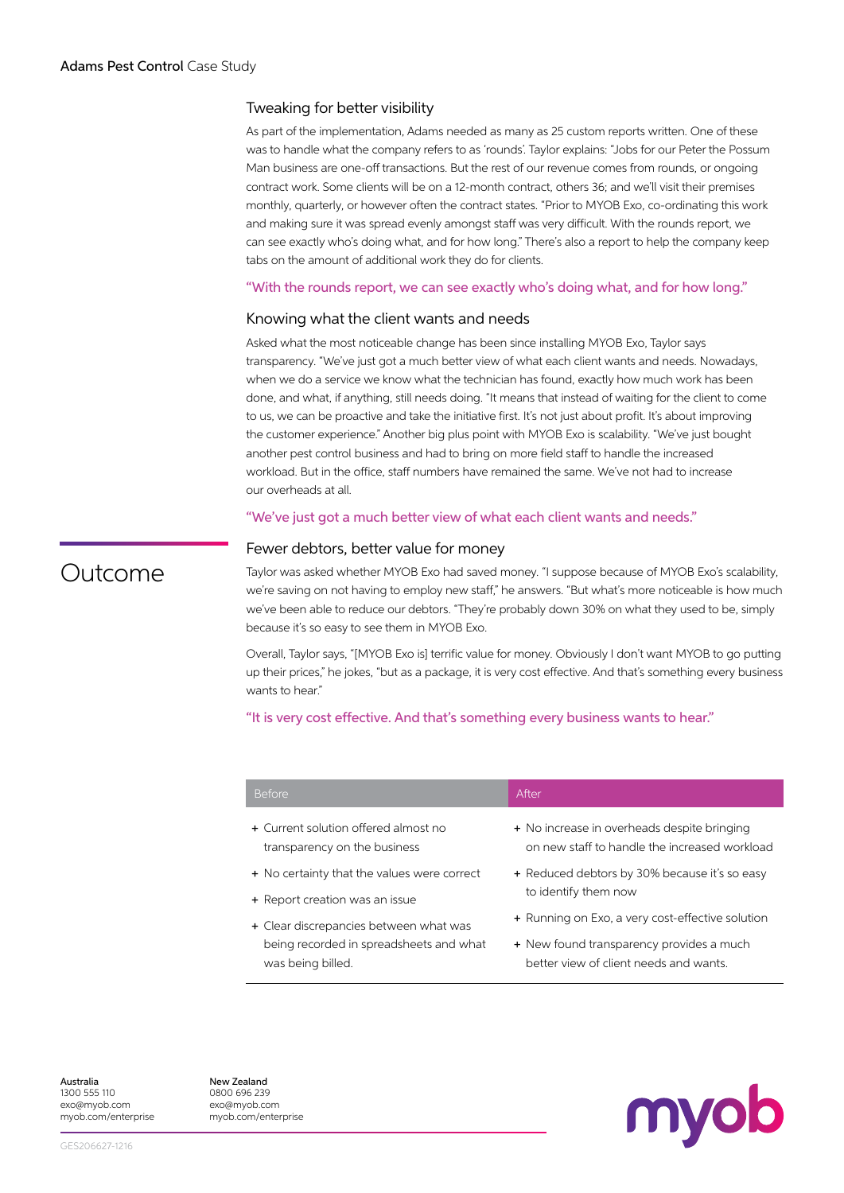### Tweaking for better visibility

As part of the implementation, Adams needed as many as 25 custom reports written. One of these was to handle what the company refers to as 'rounds'. Taylor explains: "Jobs for our Peter the Possum Man business are one-off transactions. But the rest of our revenue comes from rounds, or ongoing contract work. Some clients will be on a 12-month contract, others 36; and we'll visit their premises monthly, quarterly, or however often the contract states. "Prior to MYOB Exo, co-ordinating this work and making sure it was spread evenly amongst staff was very difficult. With the rounds report, we can see exactly who's doing what, and for how long." There's also a report to help the company keep tabs on the amount of additional work they do for clients.

"With the rounds report, we can see exactly who's doing what, and for how long."

### Knowing what the client wants and needs

Asked what the most noticeable change has been since installing MYOB Exo, Taylor says transparency. "We've just got a much better view of what each client wants and needs. Nowadays, when we do a service we know what the technician has found, exactly how much work has been done, and what, if anything, still needs doing. "It means that instead of waiting for the client to come to us, we can be proactive and take the initiative first. It's not just about profit. It's about improving the customer experience." Another big plus point with MYOB Exo is scalability. "We've just bought another pest control business and had to bring on more field staff to handle the increased workload. But in the office, staff numbers have remained the same. We've not had to increase our overheads at all.

"We've just got a much better view of what each client wants and needs."

## Outcome

### Fewer debtors, better value for money

Taylor was asked whether MYOB Exo had saved money. "I suppose because of MYOB Exo's scalability, we're saving on not having to employ new staff," he answers. "But what's more noticeable is how much we've been able to reduce our debtors. "They're probably down 30% on what they used to be, simply because it's so easy to see them in MYOB Exo.

Overall, Taylor says, "[MYOB Exo is] terrific value for money. Obviously I don't want MYOB to go putting up their prices," he jokes, "but as a package, it is very cost effective. And that's something every business wants to hear."

"It is very cost effective. And that's something every business wants to hear."

| Before | After |
|---|---|
| + Current solution offered almost no transparency on the business | + No increase in overheads despite bringing on new staff to handle the increased workload |
| + No certainty that the values were correct | + Reduced debtors by 30% because it's so easy to identify them now |
| + Report creation was an issue | + Running on Exo, a very cost-effective solution |
| + Clear discrepancies between what was being recorded in spreadsheets and what was being billed. | + New found transparency provides a much better view of client needs and wants. |

**Australia**
1300 555 110
exo@myob.com
myob.com/enterprise

**New Zealand**
0800 696 239
exo@myob.com
myob.com/enterprise

GES206627-1216